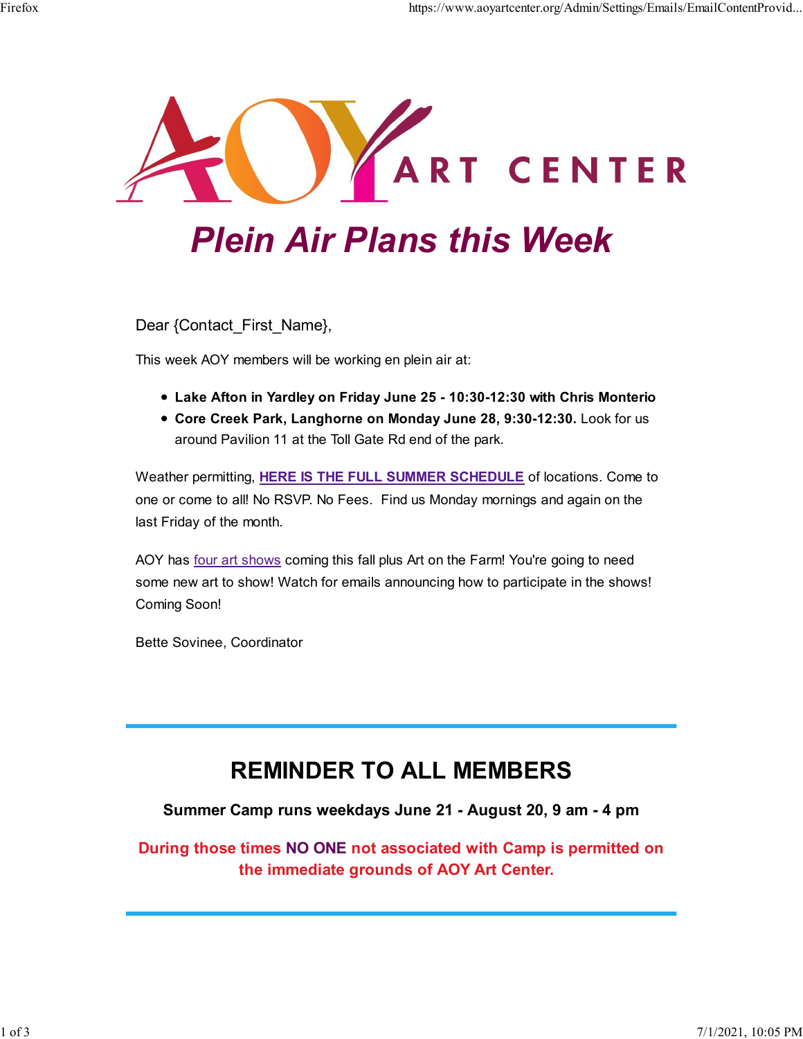# AOY ART CENTER

## *Plein Air Plans this Week*

Dear {Contact_First_Name},

This week AOY members will be working en plein air at:

- **Lake Afton in Yardley on Friday June 25 - 10:30-12:30 with Chris Monterio**
- **Core Creek Park, Langhorne on Monday June 28, 9:30-12:30.** Look for us around Pavilion 11 at the Toll Gate Rd end of the park.

Weather permitting, **HERE IS THE FULL SUMMER SCHEDULE** of locations. Come to one or come to all! No RSVP. No Fees. Find us Monday mornings and again on the last Friday of the month.

AOY has four art shows coming this fall plus Art on the Farm! You're going to need some new art to show! Watch for emails announcing how to participate in the shows! Coming Soon!

Bette Sovinee, Coordinator

---

## REMINDER TO ALL MEMBERS

**Summer Camp runs weekdays June 21 - August 20, 9 am - 4 pm**

**During those times NO ONE not associated with Camp is permitted on the immediate grounds of AOY Art Center.**

---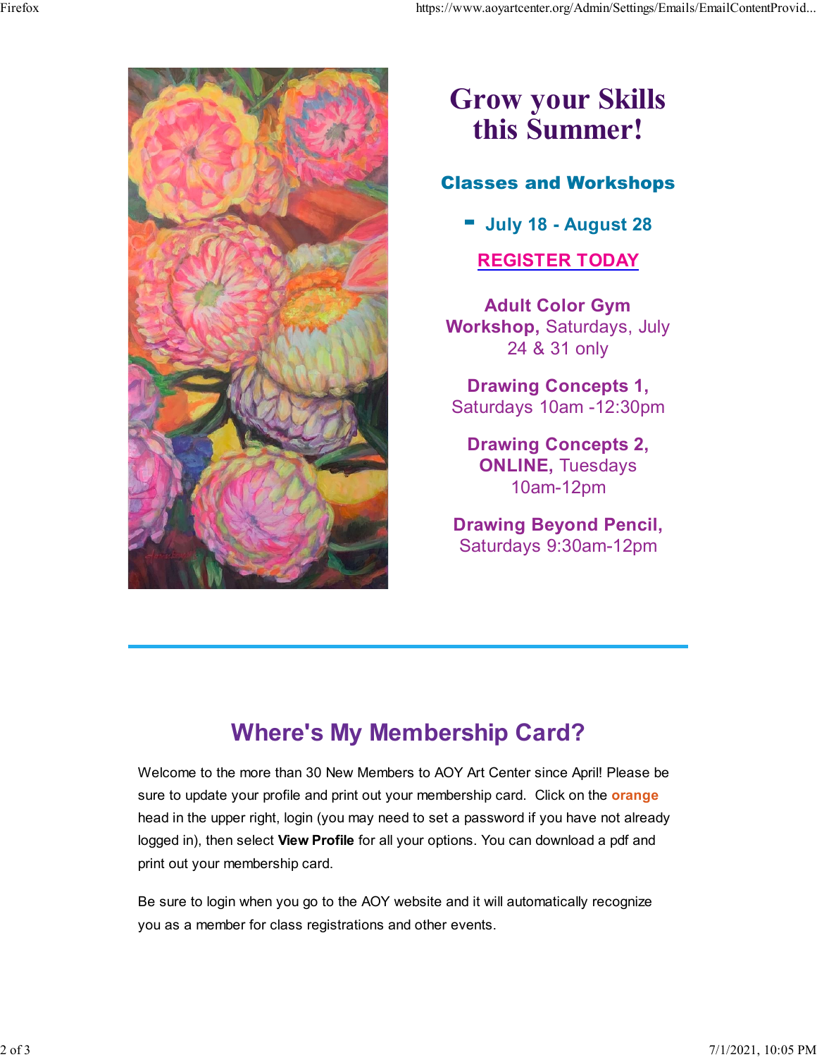# Grow your Skills this Summer!

### Classes and Workshops

- **July 18 - August 28**

**REGISTER TODAY**

**Adult Color Gym Workshop,** Saturdays, July 24 & 31 only

**Drawing Concepts 1,** Saturdays 10am -12:30pm

**Drawing Concepts 2, ONLINE,** Tuesdays 10am-12pm

**Drawing Beyond Pencil,** Saturdays 9:30am-12pm

---

## Where's My Membership Card?

Welcome to the more than 30 New Members to AOY Art Center since April! Please be sure to update your profile and print out your membership card. Click on the **orange** head in the upper right, login (you may need to set a password if you have not already logged in), then select **View Profile** for all your options. You can download a pdf and print out your membership card.

Be sure to login when you go to the AOY website and it will automatically recognize you as a member for class registrations and other events.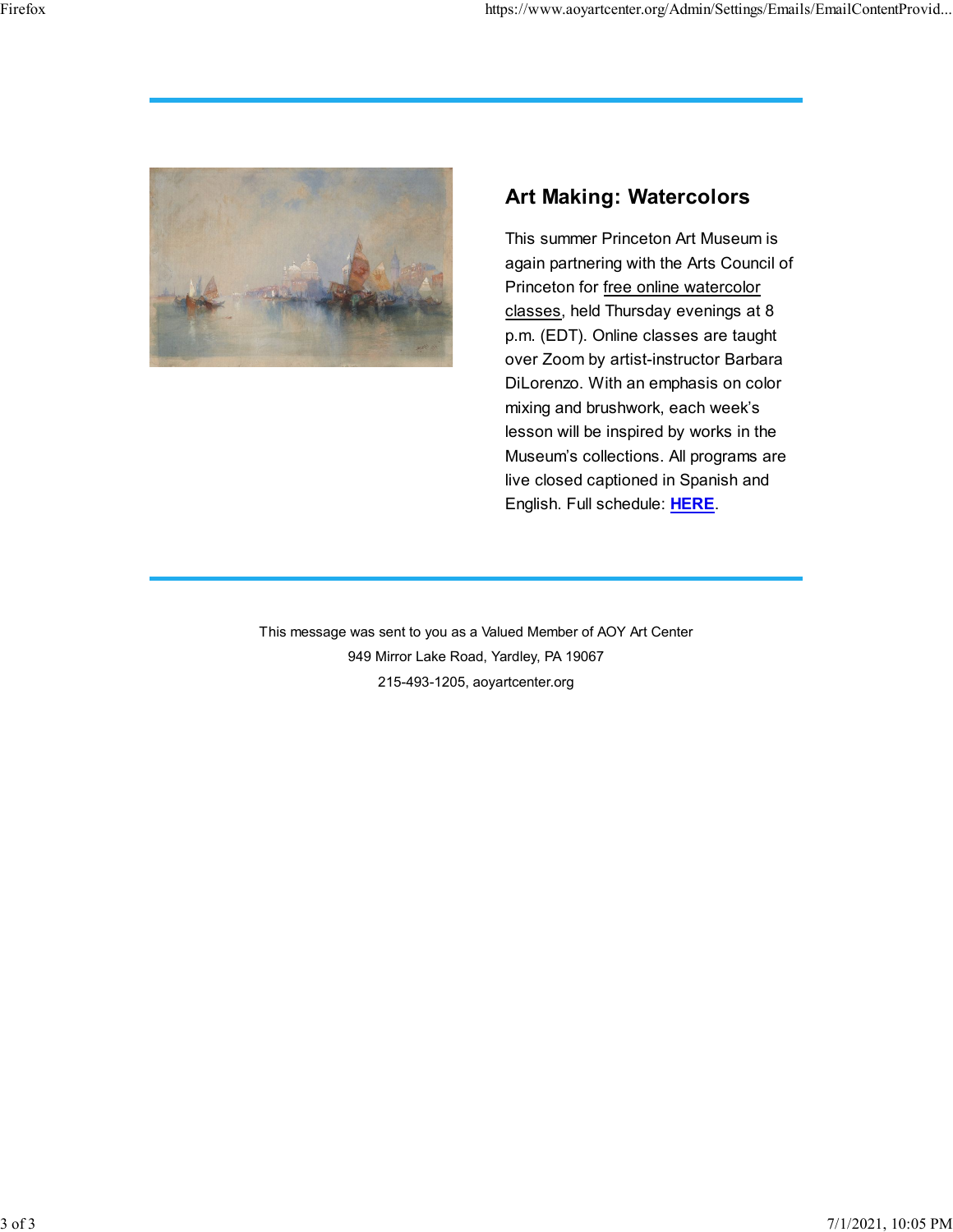## Art Making: Watercolors

This summer Princeton Art Museum is again partnering with the Arts Council of Princeton for free online watercolor classes, held Thursday evenings at 8 p.m. (EDT). Online classes are taught over Zoom by artist-instructor Barbara DiLorenzo. With an emphasis on color mixing and brushwork, each week's lesson will be inspired by works in the Museum's collections. All programs are live closed captioned in Spanish and English. Full schedule: **HERE**.

This message was sent to you as a Valued Member of AOY Art Center

949 Mirror Lake Road, Yardley, PA 19067

215-493-1205, aoyartcenter.org